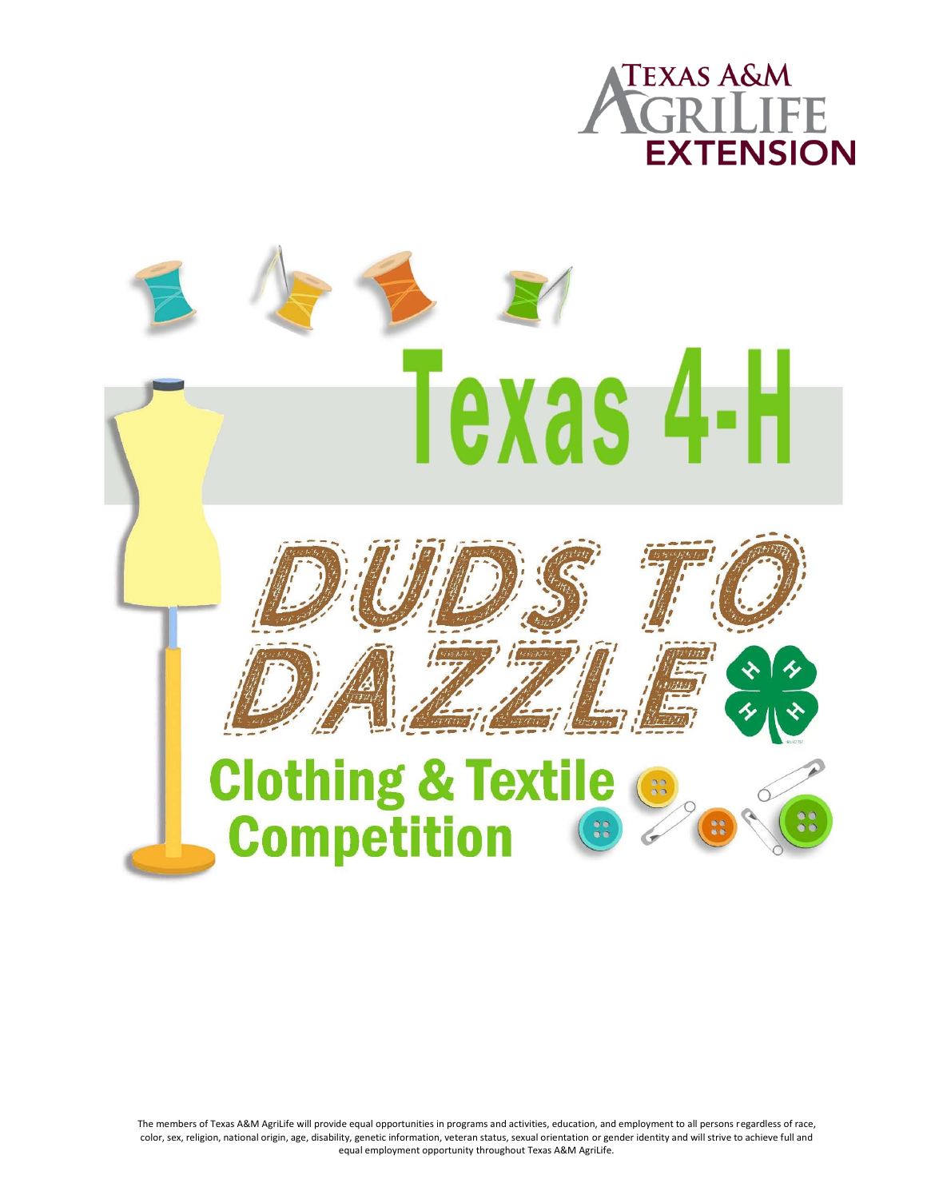Texas A&M AgriLife Extension

# Texas 4-H

# Duds to Dazzle

## Clothing & Textile Competition

The members of Texas A&M AgriLife will provide equal opportunities in programs and activities, education, and employment to all persons regardless of race, color, sex, religion, national origin, age, disability, genetic information, veteran status, sexual orientation or gender identity and will strive to achieve full and equal employment opportunity throughout Texas A&M AgriLife.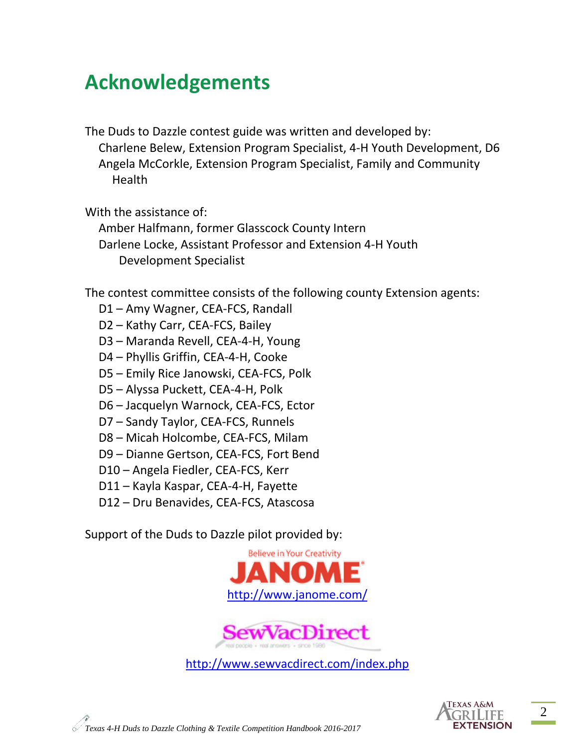# Acknowledgements

The Duds to Dazzle contest guide was written and developed by:

Charlene Belew, Extension Program Specialist, 4-H Youth Development, D6
Angela McCorkle, Extension Program Specialist, Family and Community Health

With the assistance of:

Amber Halfmann, former Glasscock County Intern
Darlene Locke, Assistant Professor and Extension 4-H Youth Development Specialist

The contest committee consists of the following county Extension agents:

D1 – Amy Wagner, CEA-FCS, Randall
D2 – Kathy Carr, CEA-FCS, Bailey
D3 – Maranda Revell, CEA-4-H, Young
D4 – Phyllis Griffin, CEA-4-H, Cooke
D5 – Emily Rice Janowski, CEA-FCS, Polk
D5 – Alyssa Puckett, CEA-4-H, Polk
D6 – Jacquelyn Warnock, CEA-FCS, Ector
D7 – Sandy Taylor, CEA-FCS, Runnels
D8 – Micah Holcombe, CEA-FCS, Milam
D9 – Dianne Gertson, CEA-FCS, Fort Bend
D10 – Angela Fiedler, CEA-FCS, Kerr
D11 – Kayla Kaspar, CEA-4-H, Fayette
D12 – Dru Benavides, CEA-FCS, Atascosa

Support of the Duds to Dazzle pilot provided by:

Believe in Your Creativity
JANOME
http://www.janome.com/

SewVacDirect
real people • real answers • since 1980
http://www.sewvacdirect.com/index.php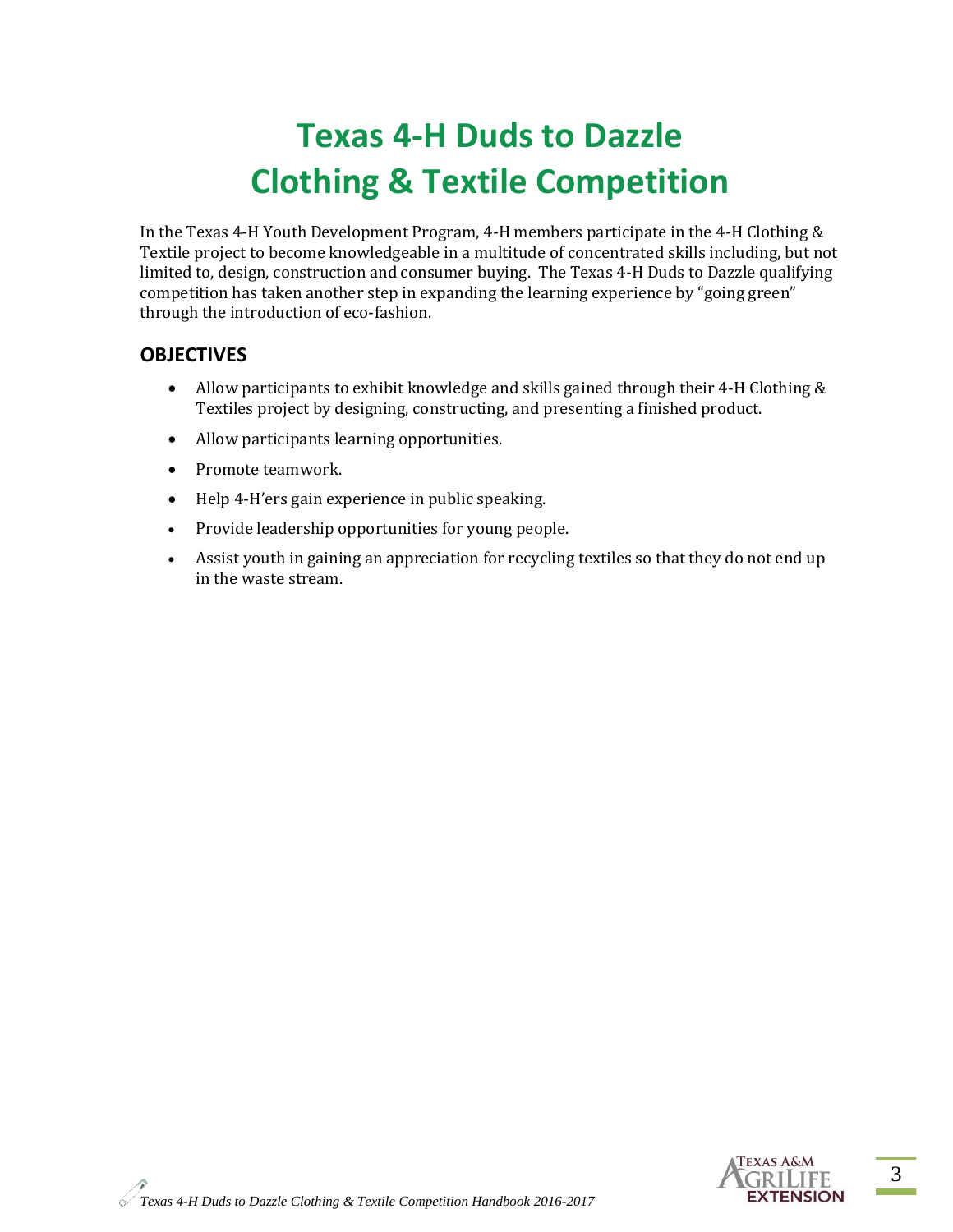# Texas 4-H Duds to Dazzle Clothing & Textile Competition

In the Texas 4-H Youth Development Program, 4-H members participate in the 4-H Clothing & Textile project to become knowledgeable in a multitude of concentrated skills including, but not limited to, design, construction and consumer buying. The Texas 4-H Duds to Dazzle qualifying competition has taken another step in expanding the learning experience by "going green" through the introduction of eco-fashion.

## OBJECTIVES

- Allow participants to exhibit knowledge and skills gained through their 4-H Clothing & Textiles project by designing, constructing, and presenting a finished product.
- Allow participants learning opportunities.
- Promote teamwork.
- Help 4-H'ers gain experience in public speaking.
- Provide leadership opportunities for young people.
- Assist youth in gaining an appreciation for recycling textiles so that they do not end up in the waste stream.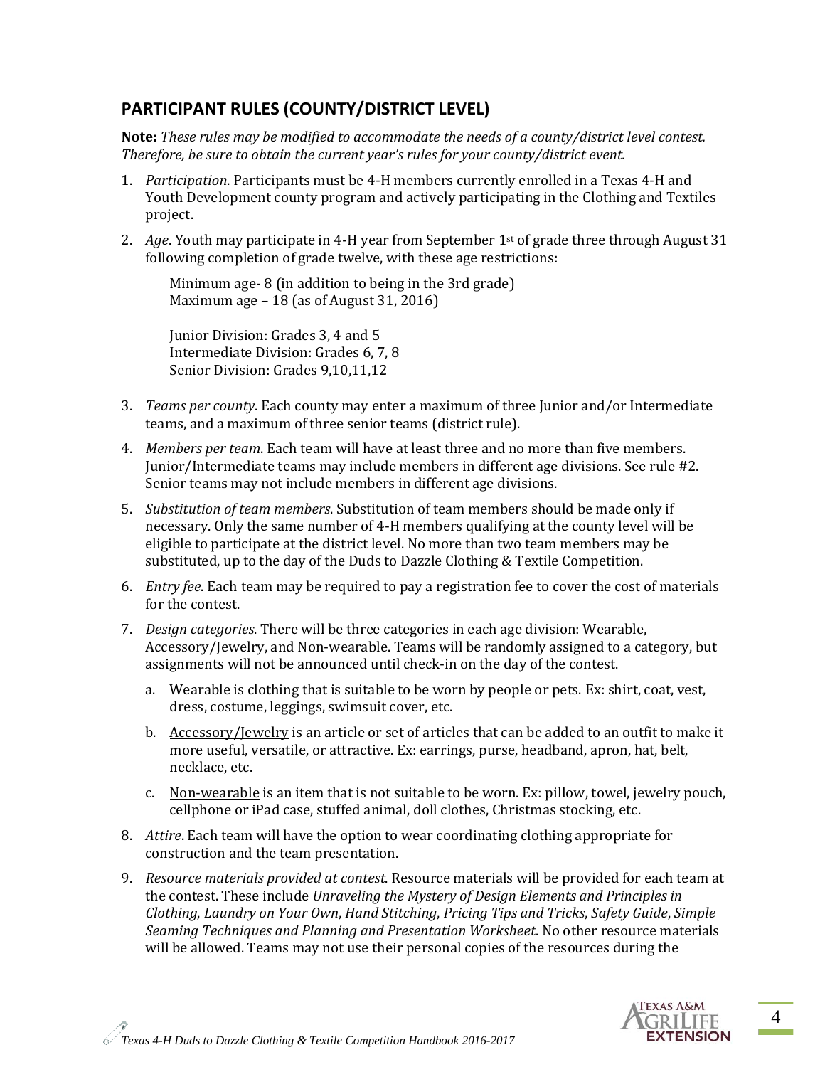## PARTICIPANT RULES (COUNTY/DISTRICT LEVEL)

**Note:** *These rules may be modified to accommodate the needs of a county/district level contest. Therefore, be sure to obtain the current year's rules for your county/district event.*

1. *Participation*. Participants must be 4-H members currently enrolled in a Texas 4-H and Youth Development county program and actively participating in the Clothing and Textiles project.

2. *Age*. Youth may participate in 4-H year from September 1st of grade three through August 31 following completion of grade twelve, with these age restrictions:

   Minimum age- 8 (in addition to being in the 3rd grade)
   Maximum age – 18 (as of August 31, 2016)

   Junior Division: Grades 3, 4 and 5
   Intermediate Division: Grades 6, 7, 8
   Senior Division: Grades 9,10,11,12

3. *Teams per county*. Each county may enter a maximum of three Junior and/or Intermediate teams, and a maximum of three senior teams (district rule).

4. *Members per team*. Each team will have at least three and no more than five members. Junior/Intermediate teams may include members in different age divisions. See rule #2. Senior teams may not include members in different age divisions.

5. *Substitution of team members*. Substitution of team members should be made only if necessary. Only the same number of 4-H members qualifying at the county level will be eligible to participate at the district level. No more than two team members may be substituted, up to the day of the Duds to Dazzle Clothing & Textile Competition.

6. *Entry fee*. Each team may be required to pay a registration fee to cover the cost of materials for the contest.

7. *Design categories*. There will be three categories in each age division: Wearable, Accessory/Jewelry, and Non-wearable. Teams will be randomly assigned to a category, but assignments will not be announced until check-in on the day of the contest.

   a. <u>Wearable</u> is clothing that is suitable to be worn by people or pets. Ex: shirt, coat, vest, dress, costume, leggings, swimsuit cover, etc.

   b. <u>Accessory/Jewelry</u> is an article or set of articles that can be added to an outfit to make it more useful, versatile, or attractive. Ex: earrings, purse, headband, apron, hat, belt, necklace, etc.

   c. <u>Non-wearable</u> is an item that is not suitable to be worn. Ex: pillow, towel, jewelry pouch, cellphone or iPad case, stuffed animal, doll clothes, Christmas stocking, etc.

8. *Attire*. Each team will have the option to wear coordinating clothing appropriate for construction and the team presentation.

9. *Resource materials provided at contest*. Resource materials will be provided for each team at the contest. These include *Unraveling the Mystery of Design Elements and Principles in Clothing*, *Laundry on Your Own*, *Hand Stitching*, *Pricing Tips and Tricks*, *Safety Guide*, *Simple Seaming Techniques and Planning and Presentation Worksheet*. No other resource materials will be allowed. Teams may not use their personal copies of the resources during the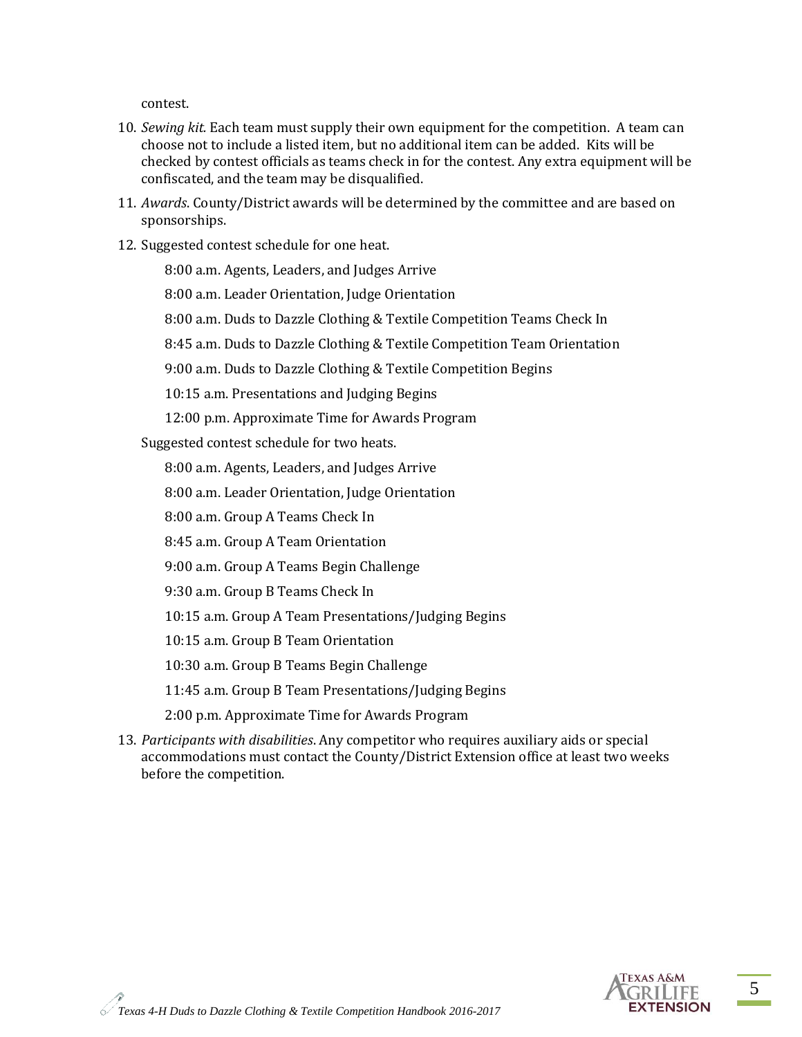contest.

10. *Sewing kit.* Each team must supply their own equipment for the competition. A team can choose not to include a listed item, but no additional item can be added. Kits will be checked by contest officials as teams check in for the contest. Any extra equipment will be confiscated, and the team may be disqualified.
11. *Awards*. County/District awards will be determined by the committee and are based on sponsorships.
12. Suggested contest schedule for one heat.

    8:00 a.m. Agents, Leaders, and Judges Arrive

    8:00 a.m. Leader Orientation, Judge Orientation

    8:00 a.m. Duds to Dazzle Clothing & Textile Competition Teams Check In

    8:45 a.m. Duds to Dazzle Clothing & Textile Competition Team Orientation

    9:00 a.m. Duds to Dazzle Clothing & Textile Competition Begins

    10:15 a.m. Presentations and Judging Begins

    12:00 p.m. Approximate Time for Awards Program

    Suggested contest schedule for two heats.

    8:00 a.m. Agents, Leaders, and Judges Arrive

    8:00 a.m. Leader Orientation, Judge Orientation

    8:00 a.m. Group A Teams Check In

    8:45 a.m. Group A Team Orientation

    9:00 a.m. Group A Teams Begin Challenge

    9:30 a.m. Group B Teams Check In

    10:15 a.m. Group A Team Presentations/Judging Begins

    10:15 a.m. Group B Team Orientation

    10:30 a.m. Group B Teams Begin Challenge

    11:45 a.m. Group B Team Presentations/Judging Begins

    2:00 p.m. Approximate Time for Awards Program

13. *Participants with disabilities*. Any competitor who requires auxiliary aids or special accommodations must contact the County/District Extension office at least two weeks before the competition.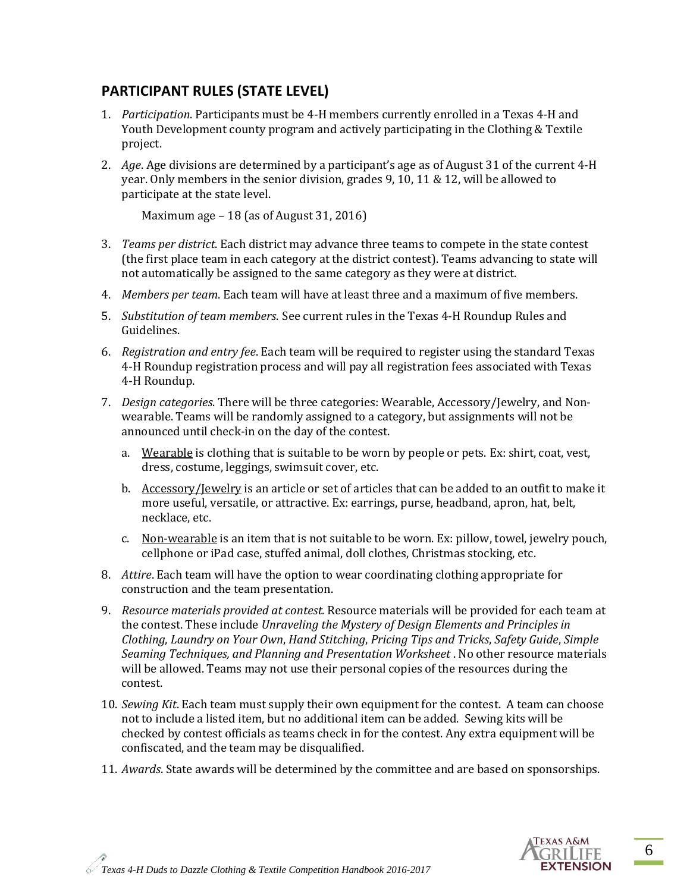## PARTICIPANT RULES (STATE LEVEL)

1. *Participation*. Participants must be 4-H members currently enrolled in a Texas 4-H and Youth Development county program and actively participating in the Clothing & Textile project.
2. *Age*. Age divisions are determined by a participant's age as of August 31 of the current 4-H year. Only members in the senior division, grades 9, 10, 11 & 12, will be allowed to participate at the state level.

   Maximum age – 18 (as of August 31, 2016)

3. *Teams per district*. Each district may advance three teams to compete in the state contest (the first place team in each category at the district contest). Teams advancing to state will not automatically be assigned to the same category as they were at district.
4. *Members per team*. Each team will have at least three and a maximum of five members.
5. *Substitution of team members*. See current rules in the Texas 4-H Roundup Rules and Guidelines.
6. *Registration and entry fee*. Each team will be required to register using the standard Texas 4-H Roundup registration process and will pay all registration fees associated with Texas 4-H Roundup.
7. *Design categories*. There will be three categories: Wearable, Accessory/Jewelry, and Non-wearable. Teams will be randomly assigned to a category, but assignments will not be announced until check-in on the day of the contest.
   a. Wearable is clothing that is suitable to be worn by people or pets. Ex: shirt, coat, vest, dress, costume, leggings, swimsuit cover, etc.
   b. Accessory/Jewelry is an article or set of articles that can be added to an outfit to make it more useful, versatile, or attractive. Ex: earrings, purse, headband, apron, hat, belt, necklace, etc.
   c. Non-wearable is an item that is not suitable to be worn. Ex: pillow, towel, jewelry pouch, cellphone or iPad case, stuffed animal, doll clothes, Christmas stocking, etc.
8. *Attire*. Each team will have the option to wear coordinating clothing appropriate for construction and the team presentation.
9. *Resource materials provided at contest.* Resource materials will be provided for each team at the contest. These include *Unraveling the Mystery of Design Elements and Principles in Clothing*, *Laundry on Your Own*, *Hand Stitching*, *Pricing Tips and Tricks*, *Safety Guide*, *Simple Seaming Techniques, and Planning and Presentation Worksheet* . No other resource materials will be allowed. Teams may not use their personal copies of the resources during the contest.
10. *Sewing Kit.* Each team must supply their own equipment for the contest. A team can choose not to include a listed item, but no additional item can be added. Sewing kits will be checked by contest officials as teams check in for the contest. Any extra equipment will be confiscated, and the team may be disqualified.
11. *Awards*. State awards will be determined by the committee and are based on sponsorships.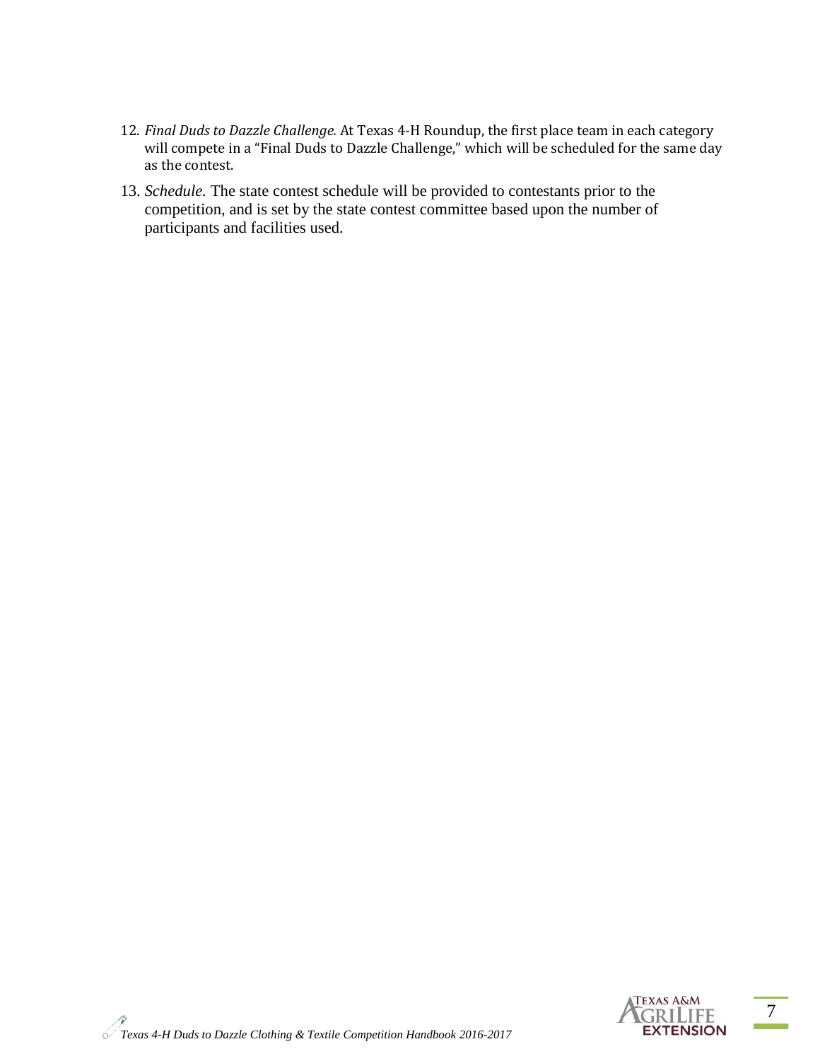12. *Final Duds to Dazzle Challenge.* At Texas 4-H Roundup, the first place team in each category will compete in a "Final Duds to Dazzle Challenge," which will be scheduled for the same day as the contest.

13. *Schedule.* The state contest schedule will be provided to contestants prior to the competition, and is set by the state contest committee based upon the number of participants and facilities used.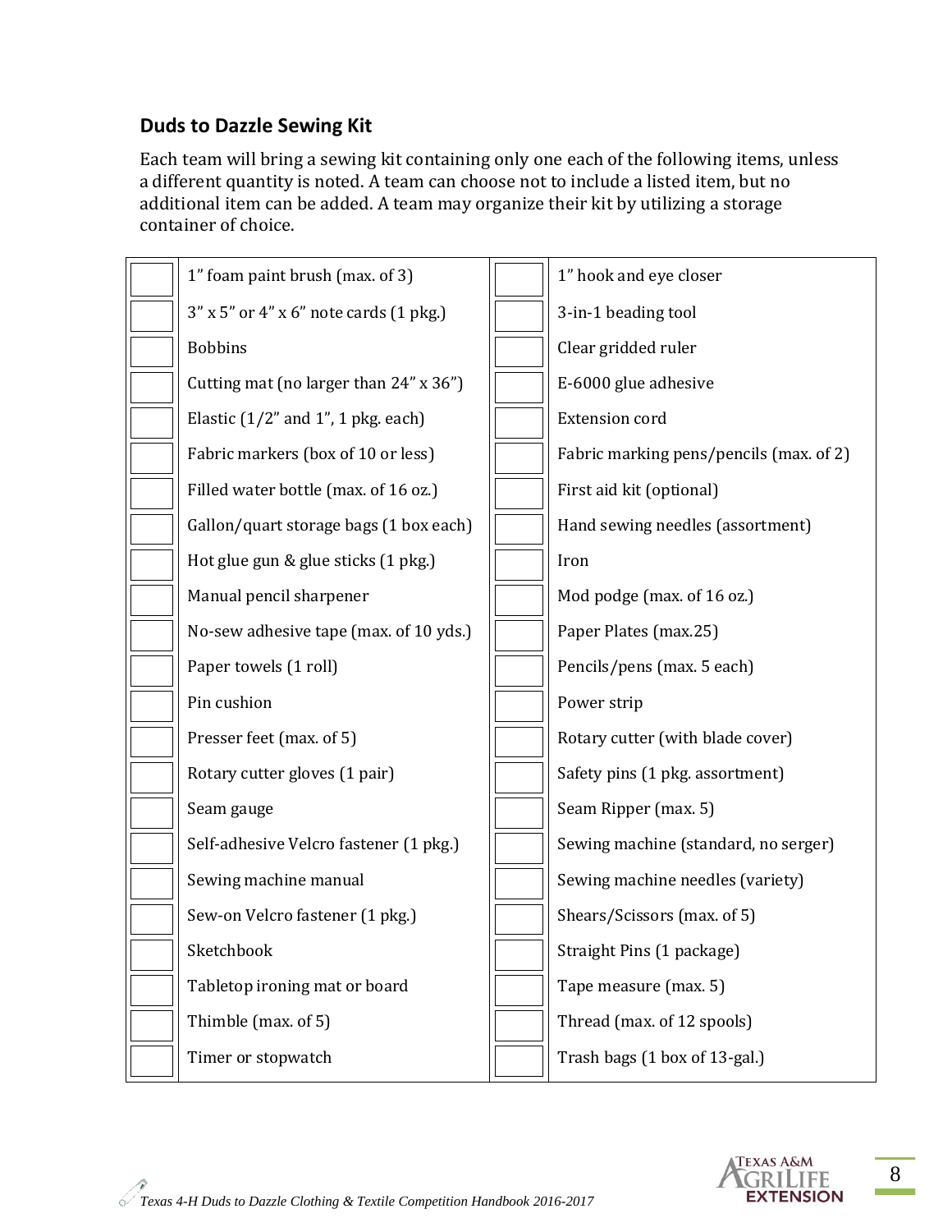## Duds to Dazzle Sewing Kit

Each team will bring a sewing kit containing only one each of the following items, unless a different quantity is noted. A team can choose not to include a listed item, but no additional item can be added. A team may organize their kit by utilizing a storage container of choice.

| | Item | | Item |
|---|---|---|---|
| ☐ | 1" foam paint brush (max. of 3) | ☐ | 1" hook and eye closer |
| ☐ | 3" x 5" or 4" x 6" note cards (1 pkg.) | ☐ | 3-in-1 beading tool |
| ☐ | Bobbins | ☐ | Clear gridded ruler |
| ☐ | Cutting mat (no larger than 24" x 36") | ☐ | E-6000 glue adhesive |
| ☐ | Elastic (1/2" and 1", 1 pkg. each) | ☐ | Extension cord |
| ☐ | Fabric markers (box of 10 or less) | ☐ | Fabric marking pens/pencils (max. of 2) |
| ☐ | Filled water bottle (max. of 16 oz.) | ☐ | First aid kit (optional) |
| ☐ | Gallon/quart storage bags (1 box each) | ☐ | Hand sewing needles (assortment) |
| ☐ | Hot glue gun & glue sticks (1 pkg.) | ☐ | Iron |
| ☐ | Manual pencil sharpener | ☐ | Mod podge (max. of 16 oz.) |
| ☐ | No-sew adhesive tape (max. of 10 yds.) | ☐ | Paper Plates (max.25) |
| ☐ | Paper towels (1 roll) | ☐ | Pencils/pens (max. 5 each) |
| ☐ | Pin cushion | ☐ | Power strip |
| ☐ | Presser feet (max. of 5) | ☐ | Rotary cutter (with blade cover) |
| ☐ | Rotary cutter gloves (1 pair) | ☐ | Safety pins (1 pkg. assortment) |
| ☐ | Seam gauge | ☐ | Seam Ripper (max. 5) |
| ☐ | Self-adhesive Velcro fastener (1 pkg.) | ☐ | Sewing machine (standard, no serger) |
| ☐ | Sewing machine manual | ☐ | Sewing machine needles (variety) |
| ☐ | Sew-on Velcro fastener (1 pkg.) | ☐ | Shears/Scissors (max. of 5) |
| ☐ | Sketchbook | ☐ | Straight Pins (1 package) |
| ☐ | Tabletop ironing mat or board | ☐ | Tape measure (max. 5) |
| ☐ | Thimble (max. of 5) | ☐ | Thread (max. of 12 spools) |
| ☐ | Timer or stopwatch | ☐ | Trash bags (1 box of 13-gal.) |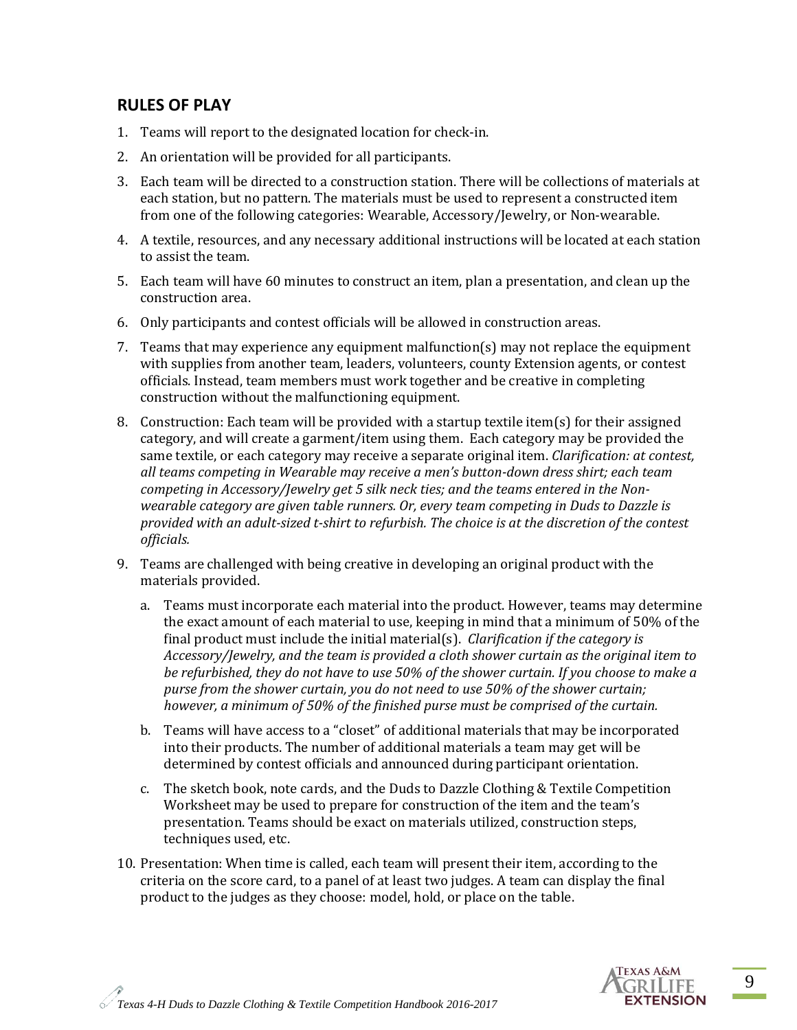## RULES OF PLAY

1. Teams will report to the designated location for check-in.
2. An orientation will be provided for all participants.
3. Each team will be directed to a construction station. There will be collections of materials at each station, but no pattern. The materials must be used to represent a constructed item from one of the following categories: Wearable, Accessory/Jewelry, or Non-wearable.
4. A textile, resources, and any necessary additional instructions will be located at each station to assist the team.
5. Each team will have 60 minutes to construct an item, plan a presentation, and clean up the construction area.
6. Only participants and contest officials will be allowed in construction areas.
7. Teams that may experience any equipment malfunction(s) may not replace the equipment with supplies from another team, leaders, volunteers, county Extension agents, or contest officials. Instead, team members must work together and be creative in completing construction without the malfunctioning equipment.
8. Construction: Each team will be provided with a startup textile item(s) for their assigned category, and will create a garment/item using them. Each category may be provided the same textile, or each category may receive a separate original item. *Clarification: at contest, all teams competing in Wearable may receive a men's button-down dress shirt; each team competing in Accessory/Jewelry get 5 silk neck ties; and the teams entered in the Non-wearable category are given table runners. Or, every team competing in Duds to Dazzle is provided with an adult-sized t-shirt to refurbish. The choice is at the discretion of the contest officials.*
9. Teams are challenged with being creative in developing an original product with the materials provided.
   a. Teams must incorporate each material into the product. However, teams may determine the exact amount of each material to use, keeping in mind that a minimum of 50% of the final product must include the initial material(s). *Clarification if the category is Accessory/Jewelry, and the team is provided a cloth shower curtain as the original item to be refurbished, they do not have to use 50% of the shower curtain. If you choose to make a purse from the shower curtain, you do not need to use 50% of the shower curtain; however, a minimum of 50% of the finished purse must be comprised of the curtain.*
   b. Teams will have access to a "closet" of additional materials that may be incorporated into their products. The number of additional materials a team may get will be determined by contest officials and announced during participant orientation.
   c. The sketch book, note cards, and the Duds to Dazzle Clothing & Textile Competition Worksheet may be used to prepare for construction of the item and the team's presentation. Teams should be exact on materials utilized, construction steps, techniques used, etc.
10. Presentation: When time is called, each team will present their item, according to the criteria on the score card, to a panel of at least two judges. A team can display the final product to the judges as they choose: model, hold, or place on the table.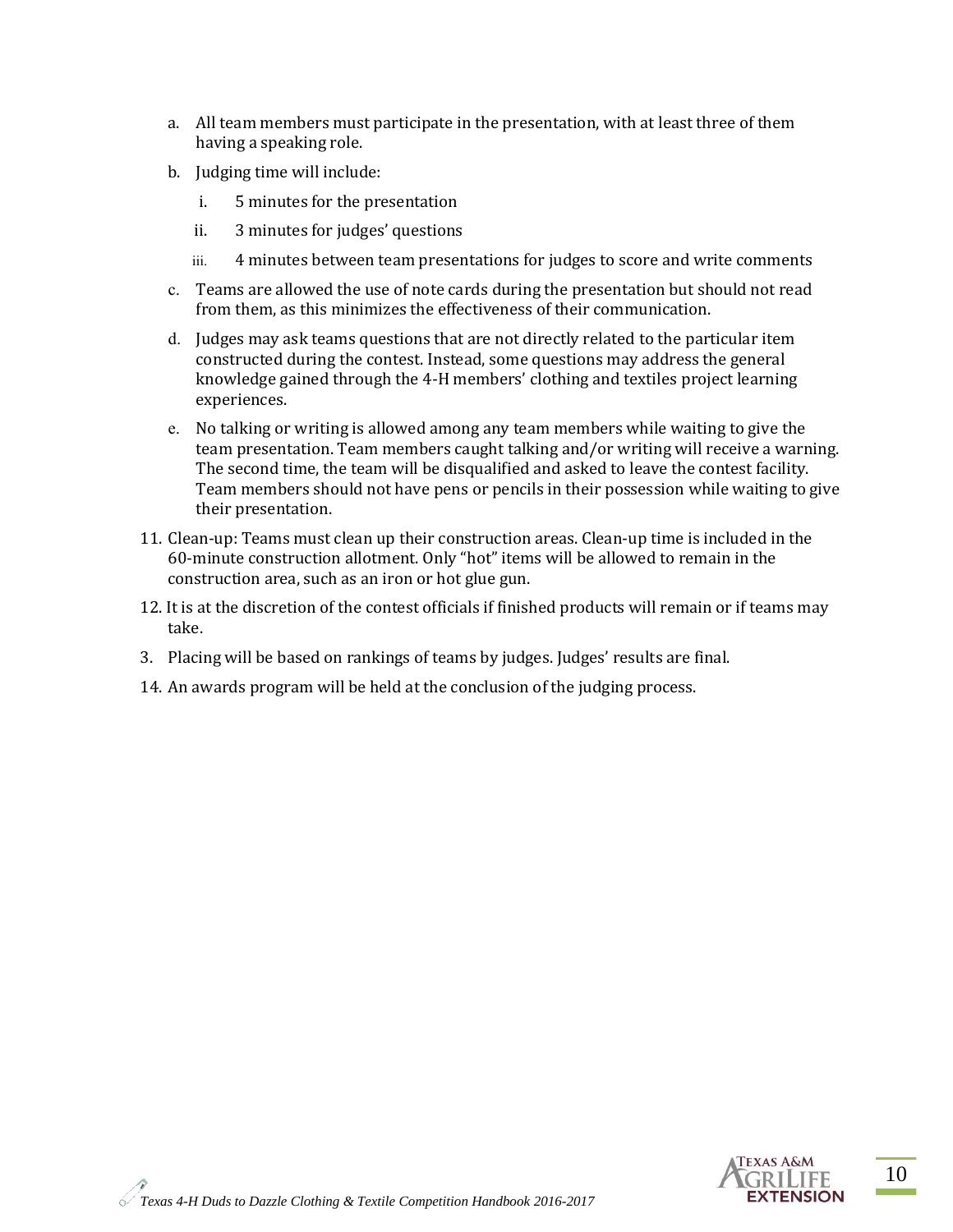a. All team members must participate in the presentation, with at least three of them having a speaking role.
   b. Judging time will include:
      i. 5 minutes for the presentation
      ii. 3 minutes for judges' questions
      iii. 4 minutes between team presentations for judges to score and write comments
   c. Teams are allowed the use of note cards during the presentation but should not read from them, as this minimizes the effectiveness of their communication.
   d. Judges may ask teams questions that are not directly related to the particular item constructed during the contest. Instead, some questions may address the general knowledge gained through the 4-H members' clothing and textiles project learning experiences.
   e. No talking or writing is allowed among any team members while waiting to give the team presentation. Team members caught talking and/or writing will receive a warning. The second time, the team will be disqualified and asked to leave the contest facility. Team members should not have pens or pencils in their possession while waiting to give their presentation.

11. Clean-up: Teams must clean up their construction areas. Clean-up time is included in the 60-minute construction allotment. Only "hot" items will be allowed to remain in the construction area, such as an iron or hot glue gun.
12. It is at the discretion of the contest officials if finished products will remain or if teams may take.
3. Placing will be based on rankings of teams by judges. Judges' results are final.
14. An awards program will be held at the conclusion of the judging process.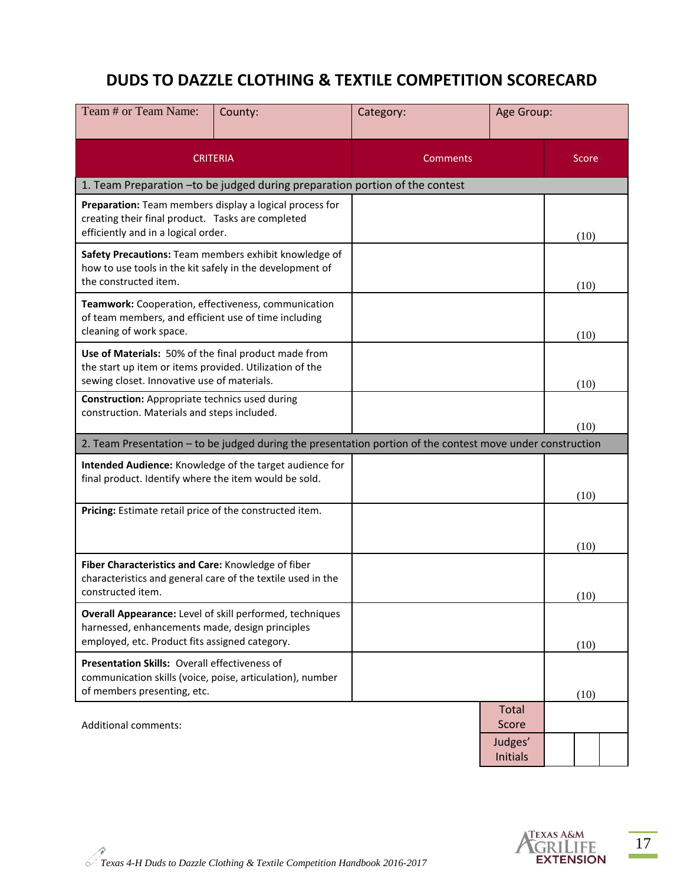# DUDS TO DAZZLE CLOTHING & TEXTILE COMPETITION SCORECARD

| Team # or Team Name: | County: | Category: | Age Group: |
|---|---|---|---|

| CRITERIA | Comments | Score |
|---|---|---|
| 1. Team Preparation –to be judged during preparation portion of the contest | | |
| **Preparation:** Team members display a logical process for creating their final product. Tasks are completed efficiently and in a logical order. | | (10) |
| **Safety Precautions:** Team members exhibit knowledge of how to use tools in the kit safely in the development of the constructed item. | | (10) |
| **Teamwork:** Cooperation, effectiveness, communication of team members, and efficient use of time including cleaning of work space. | | (10) |
| **Use of Materials:** 50% of the final product made from the start up item or items provided. Utilization of the sewing closet. Innovative use of materials. | | (10) |
| **Construction:** Appropriate technics used during construction. Materials and steps included. | | (10) |
| 2. Team Presentation – to be judged during the presentation portion of the contest move under construction | | |
| **Intended Audience:** Knowledge of the target audience for final product. Identify where the item would be sold. | | (10) |
| **Pricing:** Estimate retail price of the constructed item. | | (10) |
| **Fiber Characteristics and Care:** Knowledge of fiber characteristics and general care of the textile used in the constructed item. | | (10) |
| **Overall Appearance:** Level of skill performed, techniques harnessed, enhancements made, design principles employed, etc. Product fits assigned category. | | (10) |
| **Presentation Skills:** Overall effectiveness of communication skills (voice, poise, articulation), number of members presenting, etc. | | (10) |

Additional comments:

| | |
|---|---|
| Total Score | |
| Judges' Initials | |

*Texas 4-H Duds to Dazzle Clothing & Textile Competition Handbook 2016-2017*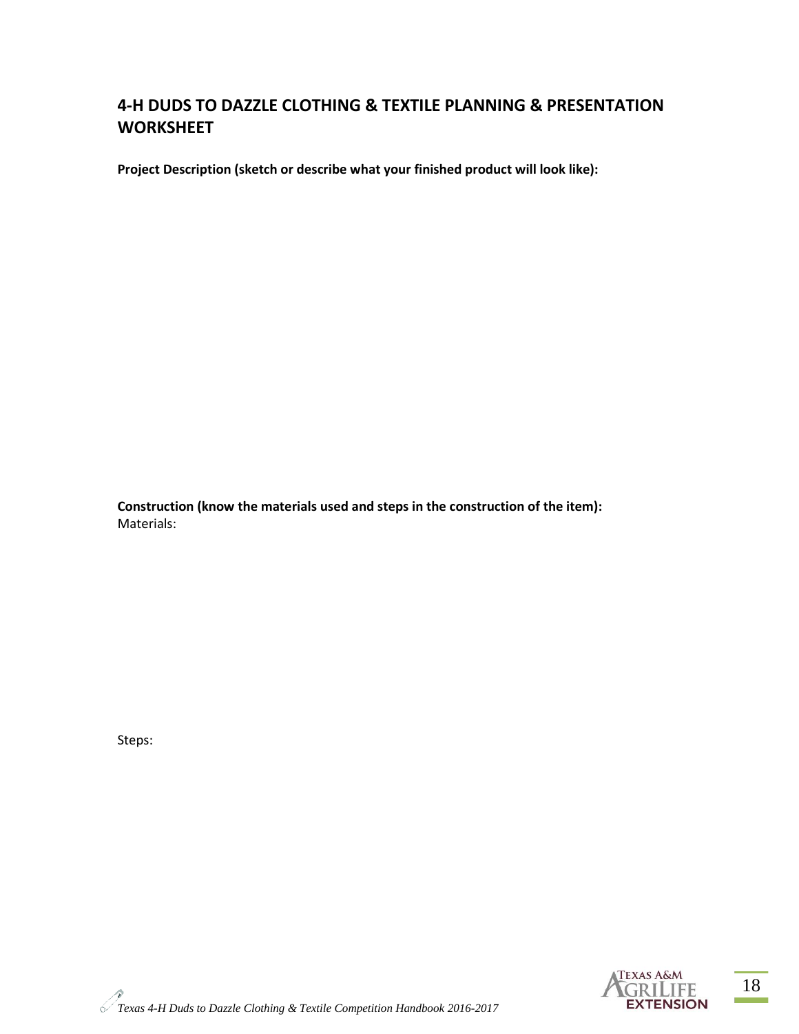## 4-H DUDS TO DAZZLE CLOTHING & TEXTILE PLANNING & PRESENTATION WORKSHEET

**Project Description (sketch or describe what your finished product will look like):**

**Construction (know the materials used and steps in the construction of the item):**

Materials:

Steps: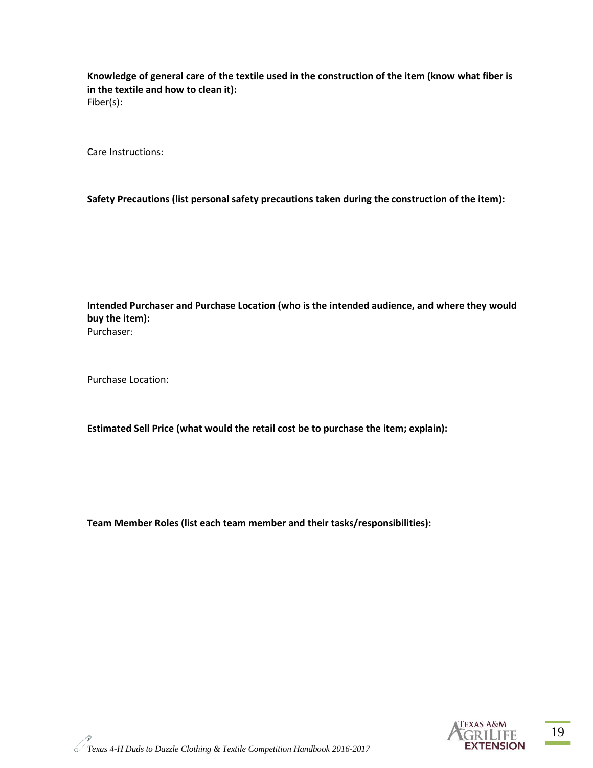**Knowledge of general care of the textile used in the construction of the item (know what fiber is in the textile and how to clean it):**

Fiber(s):

Care Instructions:

**Safety Precautions (list personal safety precautions taken during the construction of the item):**

**Intended Purchaser and Purchase Location (who is the intended audience, and where they would buy the item):**

Purchaser:

Purchase Location:

**Estimated Sell Price (what would the retail cost be to purchase the item; explain):**

**Team Member Roles (list each team member and their tasks/responsibilities):**